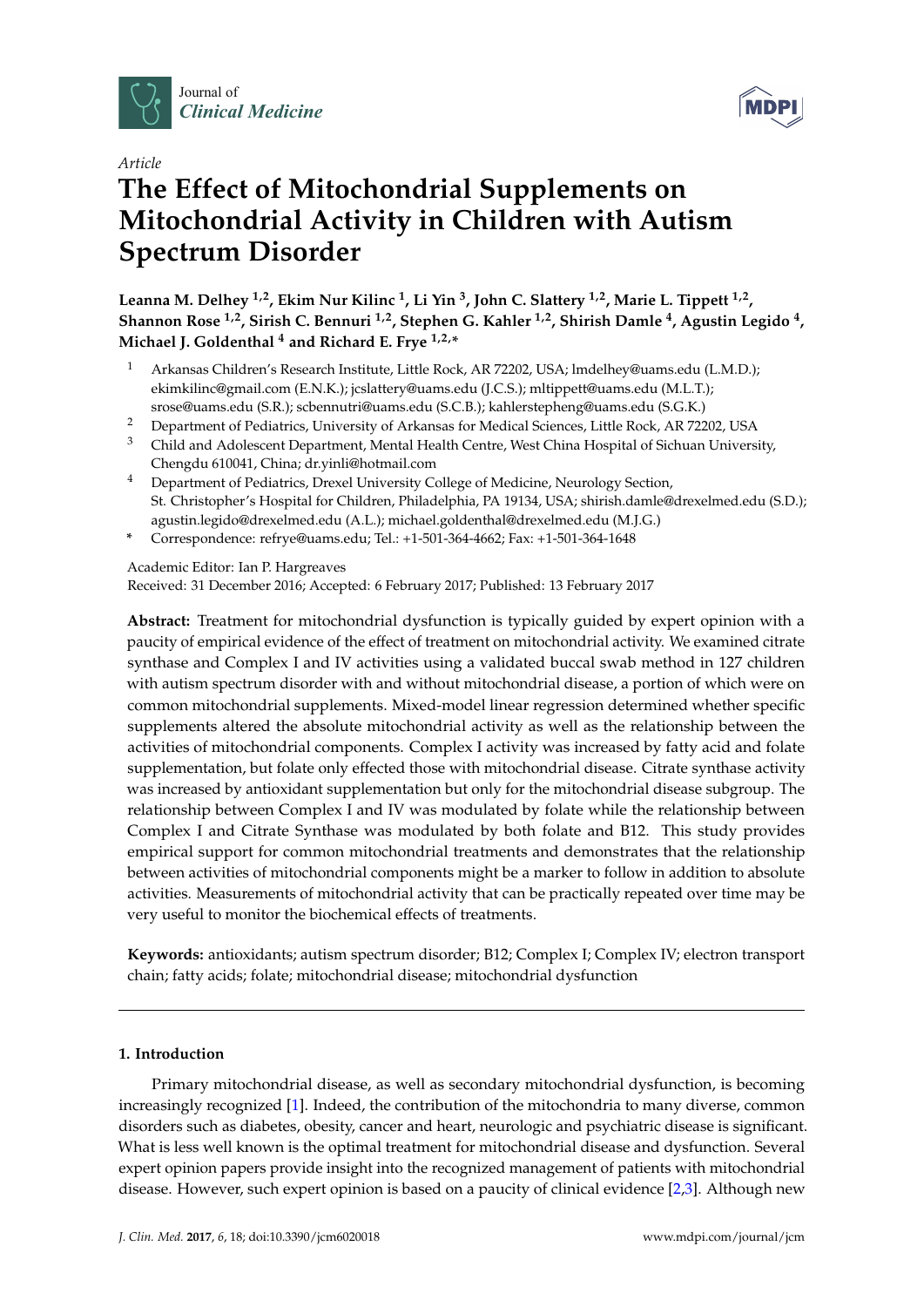Article

# The Effect of Mitochondrial Supplements on Mitochondrial Activity in Children with Autism Spectrum Disorder

**Leanna M. Delhey [1,2], Ekim Nur Kilinc [1], Li Yin [3], John C. Slattery [1,2], Marie L. Tippett [1,2], Shannon Rose [1,2], Sirish C. Bennuri [1,2], Stephen G. Kahler [1,2], Shirish Damle [4], Agustin Legido [4], Michael J. Goldenthal [4] and Richard E. Frye [1,2,*]**

[1] Arkansas Children's Research Institute, Little Rock, AR 72202, USA; lmdelhey@uams.edu (L.M.D.); ekimkilinc@gmail.com (E.N.K.); jcslattery@uams.edu (J.C.S.); mltippett@uams.edu (M.L.T.); srose@uams.edu (S.R.); scbennutri@uams.edu (S.C.B.); kahlerstepheng@uams.edu (S.G.K.)

[2] Department of Pediatrics, University of Arkansas for Medical Sciences, Little Rock, AR 72202, USA

[3] Child and Adolescent Department, Mental Health Centre, West China Hospital of Sichuan University, Chengdu 610041, China; dr.yinli@hotmail.com

[4] Department of Pediatrics, Drexel University College of Medicine, Neurology Section, St. Christopher's Hospital for Children, Philadelphia, PA 19134, USA; shirish.damle@drexelmed.edu (S.D.); agustin.legido@drexelmed.edu (A.L.); michael.goldenthal@drexelmed.edu (M.J.G.)

[*] Correspondence: refrye@uams.edu; Tel.: +1-501-364-4662; Fax: +1-501-364-1648

Academic Editor: Ian P. Hargreaves

Received: 31 December 2016; Accepted: 6 February 2017; Published: 13 February 2017

**Abstract:** Treatment for mitochondrial dysfunction is typically guided by expert opinion with a paucity of empirical evidence of the effect of treatment on mitochondrial activity. We examined citrate synthase and Complex I and IV activities using a validated buccal swab method in 127 children with autism spectrum disorder with and without mitochondrial disease, a portion of which were on common mitochondrial supplements. Mixed-model linear regression determined whether specific supplements altered the absolute mitochondrial activity as well as the relationship between the activities of mitochondrial components. Complex I activity was increased by fatty acid and folate supplementation, but folate only effected those with mitochondrial disease. Citrate synthase activity was increased by antioxidant supplementation but only for the mitochondrial disease subgroup. The relationship between Complex I and IV was modulated by folate while the relationship between Complex I and Citrate Synthase was modulated by both folate and B12. This study provides empirical support for common mitochondrial treatments and demonstrates that the relationship between activities of mitochondrial components might be a marker to follow in addition to absolute activities. Measurements of mitochondrial activity that can be practically repeated over time may be very useful to monitor the biochemical effects of treatments.

**Keywords:** antioxidants; autism spectrum disorder; B12; Complex I; Complex IV; electron transport chain; fatty acids; folate; mitochondrial disease; mitochondrial dysfunction

## 1. Introduction

Primary mitochondrial disease, as well as secondary mitochondrial dysfunction, is becoming increasingly recognized [1]. Indeed, the contribution of the mitochondria to many diverse, common disorders such as diabetes, obesity, cancer and heart, neurologic and psychiatric disease is significant. What is less well known is the optimal treatment for mitochondrial disease and dysfunction. Several expert opinion papers provide insight into the recognized management of patients with mitochondrial disease. However, such expert opinion is based on a paucity of clinical evidence [2,3]. Although new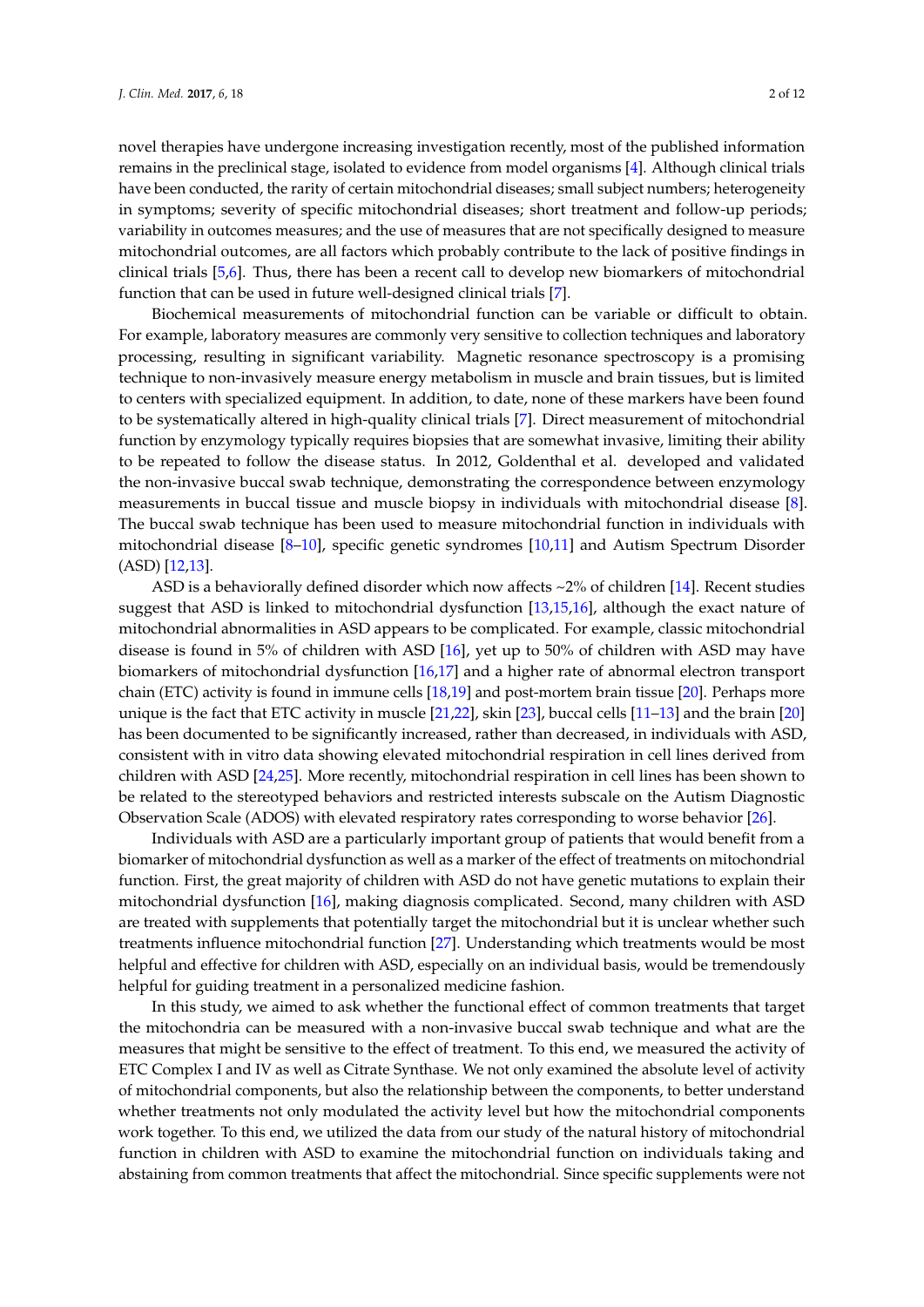novel therapies have undergone increasing investigation recently, most of the published information remains in the preclinical stage, isolated to evidence from model organisms [4]. Although clinical trials have been conducted, the rarity of certain mitochondrial diseases; small subject numbers; heterogeneity in symptoms; severity of specific mitochondrial diseases; short treatment and follow-up periods; variability in outcomes measures; and the use of measures that are not specifically designed to measure mitochondrial outcomes, are all factors which probably contribute to the lack of positive findings in clinical trials [5,6]. Thus, there has been a recent call to develop new biomarkers of mitochondrial function that can be used in future well-designed clinical trials [7].

Biochemical measurements of mitochondrial function can be variable or difficult to obtain. For example, laboratory measures are commonly very sensitive to collection techniques and laboratory processing, resulting in significant variability. Magnetic resonance spectroscopy is a promising technique to non-invasively measure energy metabolism in muscle and brain tissues, but is limited to centers with specialized equipment. In addition, to date, none of these markers have been found to be systematically altered in high-quality clinical trials [7]. Direct measurement of mitochondrial function by enzymology typically requires biopsies that are somewhat invasive, limiting their ability to be repeated to follow the disease status. In 2012, Goldenthal et al. developed and validated the non-invasive buccal swab technique, demonstrating the correspondence between enzymology measurements in buccal tissue and muscle biopsy in individuals with mitochondrial disease [8]. The buccal swab technique has been used to measure mitochondrial function in individuals with mitochondrial disease [8–10], specific genetic syndromes [10,11] and Autism Spectrum Disorder (ASD) [12,13].

ASD is a behaviorally defined disorder which now affects ~2% of children [14]. Recent studies suggest that ASD is linked to mitochondrial dysfunction [13,15,16], although the exact nature of mitochondrial abnormalities in ASD appears to be complicated. For example, classic mitochondrial disease is found in 5% of children with ASD [16], yet up to 50% of children with ASD may have biomarkers of mitochondrial dysfunction [16,17] and a higher rate of abnormal electron transport chain (ETC) activity is found in immune cells [18,19] and post-mortem brain tissue [20]. Perhaps more unique is the fact that ETC activity in muscle [21,22], skin [23], buccal cells [11–13] and the brain [20] has been documented to be significantly increased, rather than decreased, in individuals with ASD, consistent with in vitro data showing elevated mitochondrial respiration in cell lines derived from children with ASD [24,25]. More recently, mitochondrial respiration in cell lines has been shown to be related to the stereotyped behaviors and restricted interests subscale on the Autism Diagnostic Observation Scale (ADOS) with elevated respiratory rates corresponding to worse behavior [26].

Individuals with ASD are a particularly important group of patients that would benefit from a biomarker of mitochondrial dysfunction as well as a marker of the effect of treatments on mitochondrial function. First, the great majority of children with ASD do not have genetic mutations to explain their mitochondrial dysfunction [16], making diagnosis complicated. Second, many children with ASD are treated with supplements that potentially target the mitochondrial but it is unclear whether such treatments influence mitochondrial function [27]. Understanding which treatments would be most helpful and effective for children with ASD, especially on an individual basis, would be tremendously helpful for guiding treatment in a personalized medicine fashion.

In this study, we aimed to ask whether the functional effect of common treatments that target the mitochondria can be measured with a non-invasive buccal swab technique and what are the measures that might be sensitive to the effect of treatment. To this end, we measured the activity of ETC Complex I and IV as well as Citrate Synthase. We not only examined the absolute level of activity of mitochondrial components, but also the relationship between the components, to better understand whether treatments not only modulated the activity level but how the mitochondrial components work together. To this end, we utilized the data from our study of the natural history of mitochondrial function in children with ASD to examine the mitochondrial function on individuals taking and abstaining from common treatments that affect the mitochondrial. Since specific supplements were not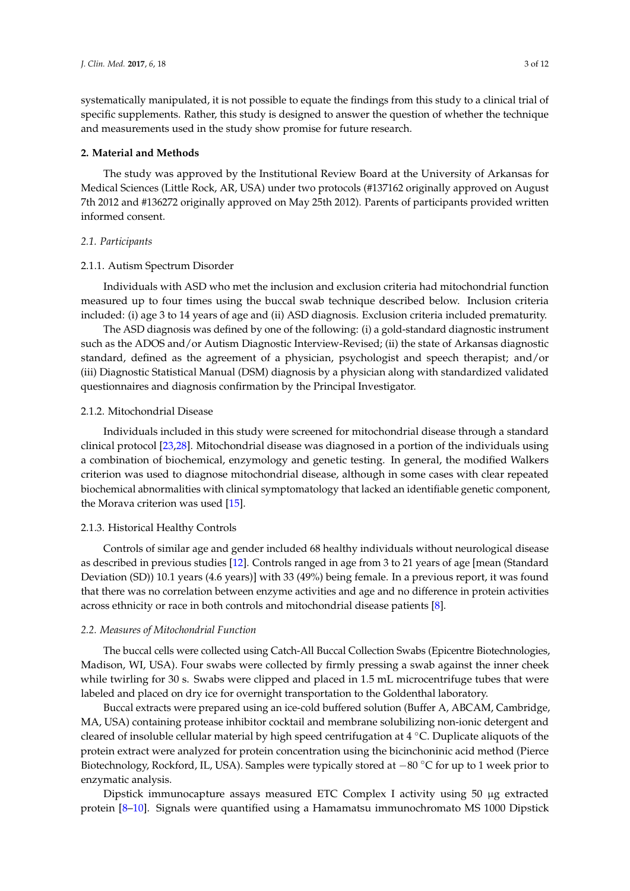systematically manipulated, it is not possible to equate the findings from this study to a clinical trial of specific supplements. Rather, this study is designed to answer the question of whether the technique and measurements used in the study show promise for future research.

## 2. Material and Methods

The study was approved by the Institutional Review Board at the University of Arkansas for Medical Sciences (Little Rock, AR, USA) under two protocols (#137162 originally approved on August 7th 2012 and #136272 originally approved on May 25th 2012). Parents of participants provided written informed consent.

### *2.1. Participants*

#### 2.1.1. Autism Spectrum Disorder

Individuals with ASD who met the inclusion and exclusion criteria had mitochondrial function measured up to four times using the buccal swab technique described below. Inclusion criteria included: (i) age 3 to 14 years of age and (ii) ASD diagnosis. Exclusion criteria included prematurity.

The ASD diagnosis was defined by one of the following: (i) a gold-standard diagnostic instrument such as the ADOS and/or Autism Diagnostic Interview-Revised; (ii) the state of Arkansas diagnostic standard, defined as the agreement of a physician, psychologist and speech therapist; and/or (iii) Diagnostic Statistical Manual (DSM) diagnosis by a physician along with standardized validated questionnaires and diagnosis confirmation by the Principal Investigator.

#### 2.1.2. Mitochondrial Disease

Individuals included in this study were screened for mitochondrial disease through a standard clinical protocol [23,28]. Mitochondrial disease was diagnosed in a portion of the individuals using a combination of biochemical, enzymology and genetic testing. In general, the modified Walkers criterion was used to diagnose mitochondrial disease, although in some cases with clear repeated biochemical abnormalities with clinical symptomatology that lacked an identifiable genetic component, the Morava criterion was used [15].

#### 2.1.3. Historical Healthy Controls

Controls of similar age and gender included 68 healthy individuals without neurological disease as described in previous studies [12]. Controls ranged in age from 3 to 21 years of age [mean (Standard Deviation (SD)) 10.1 years (4.6 years)] with 33 (49%) being female. In a previous report, it was found that there was no correlation between enzyme activities and age and no difference in protein activities across ethnicity or race in both controls and mitochondrial disease patients [8].

### *2.2. Measures of Mitochondrial Function*

The buccal cells were collected using Catch-All Buccal Collection Swabs (Epicentre Biotechnologies, Madison, WI, USA). Four swabs were collected by firmly pressing a swab against the inner cheek while twirling for 30 s. Swabs were clipped and placed in 1.5 mL microcentrifuge tubes that were labeled and placed on dry ice for overnight transportation to the Goldenthal laboratory.

Buccal extracts were prepared using an ice-cold buffered solution (Buffer A, ABCAM, Cambridge, MA, USA) containing protease inhibitor cocktail and membrane solubilizing non-ionic detergent and cleared of insoluble cellular material by high speed centrifugation at 4 °C. Duplicate aliquots of the protein extract were analyzed for protein concentration using the bicinchoninic acid method (Pierce Biotechnology, Rockford, IL, USA). Samples were typically stored at −80 °C for up to 1 week prior to enzymatic analysis.

Dipstick immunocapture assays measured ETC Complex I activity using 50 μg extracted protein [8–10]. Signals were quantified using a Hamamatsu immunochromato MS 1000 Dipstick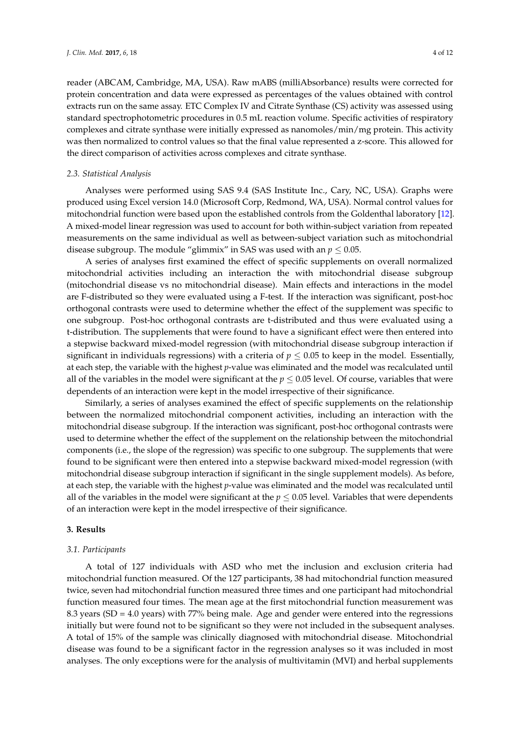reader (ABCAM, Cambridge, MA, USA). Raw mABS (milliAbsorbance) results were corrected for protein concentration and data were expressed as percentages of the values obtained with control extracts run on the same assay. ETC Complex IV and Citrate Synthase (CS) activity was assessed using standard spectrophotometric procedures in 0.5 mL reaction volume. Specific activities of respiratory complexes and citrate synthase were initially expressed as nanomoles/min/mg protein. This activity was then normalized to control values so that the final value represented a z-score. This allowed for the direct comparison of activities across complexes and citrate synthase.

### *2.3. Statistical Analysis*

Analyses were performed using SAS 9.4 (SAS Institute Inc., Cary, NC, USA). Graphs were produced using Excel version 14.0 (Microsoft Corp, Redmond, WA, USA). Normal control values for mitochondrial function were based upon the established controls from the Goldenthal laboratory [12]. A mixed-model linear regression was used to account for both within-subject variation from repeated measurements on the same individual as well as between-subject variation such as mitochondrial disease subgroup. The module "glimmix" in SAS was used with an $p \leq 0.05$.

A series of analyses first examined the effect of specific supplements on overall normalized mitochondrial activities including an interaction the with mitochondrial disease subgroup (mitochondrial disease vs no mitochondrial disease). Main effects and interactions in the model are F-distributed so they were evaluated using a F-test. If the interaction was significant, post-hoc orthogonal contrasts were used to determine whether the effect of the supplement was specific to one subgroup. Post-hoc orthogonal contrasts are t-distributed and thus were evaluated using a t-distribution. The supplements that were found to have a significant effect were then entered into a stepwise backward mixed-model regression (with mitochondrial disease subgroup interaction if significant in individuals regressions) with a criteria of $p \leq 0.05$ to keep in the model. Essentially, at each step, the variable with the highest *p*-value was eliminated and the model was recalculated until all of the variables in the model were significant at the $p \leq 0.05$ level. Of course, variables that were dependents of an interaction were kept in the model irrespective of their significance.

Similarly, a series of analyses examined the effect of specific supplements on the relationship between the normalized mitochondrial component activities, including an interaction with the mitochondrial disease subgroup. If the interaction was significant, post-hoc orthogonal contrasts were used to determine whether the effect of the supplement on the relationship between the mitochondrial components (i.e., the slope of the regression) was specific to one subgroup. The supplements that were found to be significant were then entered into a stepwise backward mixed-model regression (with mitochondrial disease subgroup interaction if significant in the single supplement models). As before, at each step, the variable with the highest *p*-value was eliminated and the model was recalculated until all of the variables in the model were significant at the $p \leq 0.05$ level. Variables that were dependents of an interaction were kept in the model irrespective of their significance.

## 3. Results

### *3.1. Participants*

A total of 127 individuals with ASD who met the inclusion and exclusion criteria had mitochondrial function measured. Of the 127 participants, 38 had mitochondrial function measured twice, seven had mitochondrial function measured three times and one participant had mitochondrial function measured four times. The mean age at the first mitochondrial function measurement was 8.3 years (SD = 4.0 years) with 77% being male. Age and gender were entered into the regressions initially but were found not to be significant so they were not included in the subsequent analyses. A total of 15% of the sample was clinically diagnosed with mitochondrial disease. Mitochondrial disease was found to be a significant factor in the regression analyses so it was included in most analyses. The only exceptions were for the analysis of multivitamin (MVI) and herbal supplements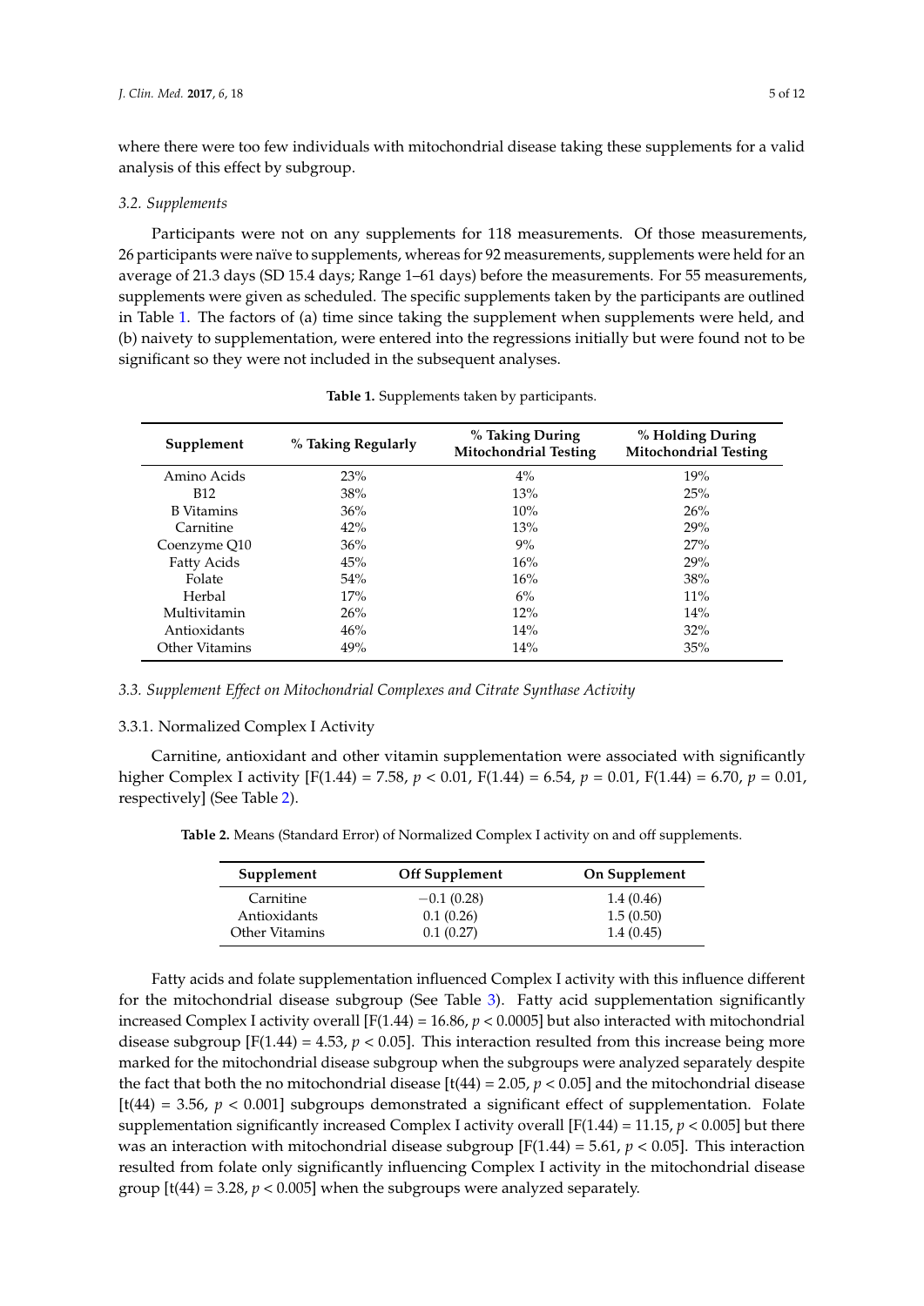where there were too few individuals with mitochondrial disease taking these supplements for a valid analysis of this effect by subgroup.

### 3.2. Supplements

Participants were not on any supplements for 118 measurements. Of those measurements, 26 participants were naïve to supplements, whereas for 92 measurements, supplements were held for an average of 21.3 days (SD 15.4 days; Range 1–61 days) before the measurements. For 55 measurements, supplements were given as scheduled. The specific supplements taken by the participants are outlined in Table 1. The factors of (a) time since taking the supplement when supplements were held, and (b) naivety to supplementation, were entered into the regressions initially but were found not to be significant so they were not included in the subsequent analyses.

**Table 1.** Supplements taken by participants.

| Supplement | % Taking Regularly | % Taking During Mitochondrial Testing | % Holding During Mitochondrial Testing |
|---|---|---|---|
| Amino Acids | 23% | 4% | 19% |
| B12 | 38% | 13% | 25% |
| B Vitamins | 36% | 10% | 26% |
| Carnitine | 42% | 13% | 29% |
| Coenzyme Q10 | 36% | 9% | 27% |
| Fatty Acids | 45% | 16% | 29% |
| Folate | 54% | 16% | 38% |
| Herbal | 17% | 6% | 11% |
| Multivitamin | 26% | 12% | 14% |
| Antioxidants | 46% | 14% | 32% |
| Other Vitamins | 49% | 14% | 35% |

### 3.3. Supplement Effect on Mitochondrial Complexes and Citrate Synthase Activity

#### 3.3.1. Normalized Complex I Activity

Carnitine, antioxidant and other vitamin supplementation were associated with significantly higher Complex I activity [$F(1.44) = 7.58$, $p < 0.01$, $F(1.44) = 6.54$, $p = 0.01$, $F(1.44) = 6.70$, $p = 0.01$, respectively] (See Table 2).

**Table 2.** Means (Standard Error) of Normalized Complex I activity on and off supplements.

| Supplement | Off Supplement | On Supplement |
|---|---|---|
| Carnitine | −0.1 (0.28) | 1.4 (0.46) |
| Antioxidants | 0.1 (0.26) | 1.5 (0.50) |
| Other Vitamins | 0.1 (0.27) | 1.4 (0.45) |

Fatty acids and folate supplementation influenced Complex I activity with this influence different for the mitochondrial disease subgroup (See Table 3). Fatty acid supplementation significantly increased Complex I activity overall [$F(1.44) = 16.86$, $p < 0.0005$] but also interacted with mitochondrial disease subgroup [$F(1.44) = 4.53$, $p < 0.05$]. This interaction resulted from this increase being more marked for the mitochondrial disease subgroup when the subgroups were analyzed separately despite the fact that both the no mitochondrial disease [$t(44) = 2.05$, $p < 0.05$] and the mitochondrial disease [$t(44) = 3.56$, $p < 0.001$] subgroups demonstrated a significant effect of supplementation. Folate supplementation significantly increased Complex I activity overall [$F(1.44) = 11.15$, $p < 0.005$] but there was an interaction with mitochondrial disease subgroup [$F(1.44) = 5.61$, $p < 0.05$]. This interaction resulted from folate only significantly influencing Complex I activity in the mitochondrial disease group [$t(44) = 3.28$, $p < 0.005$] when the subgroups were analyzed separately.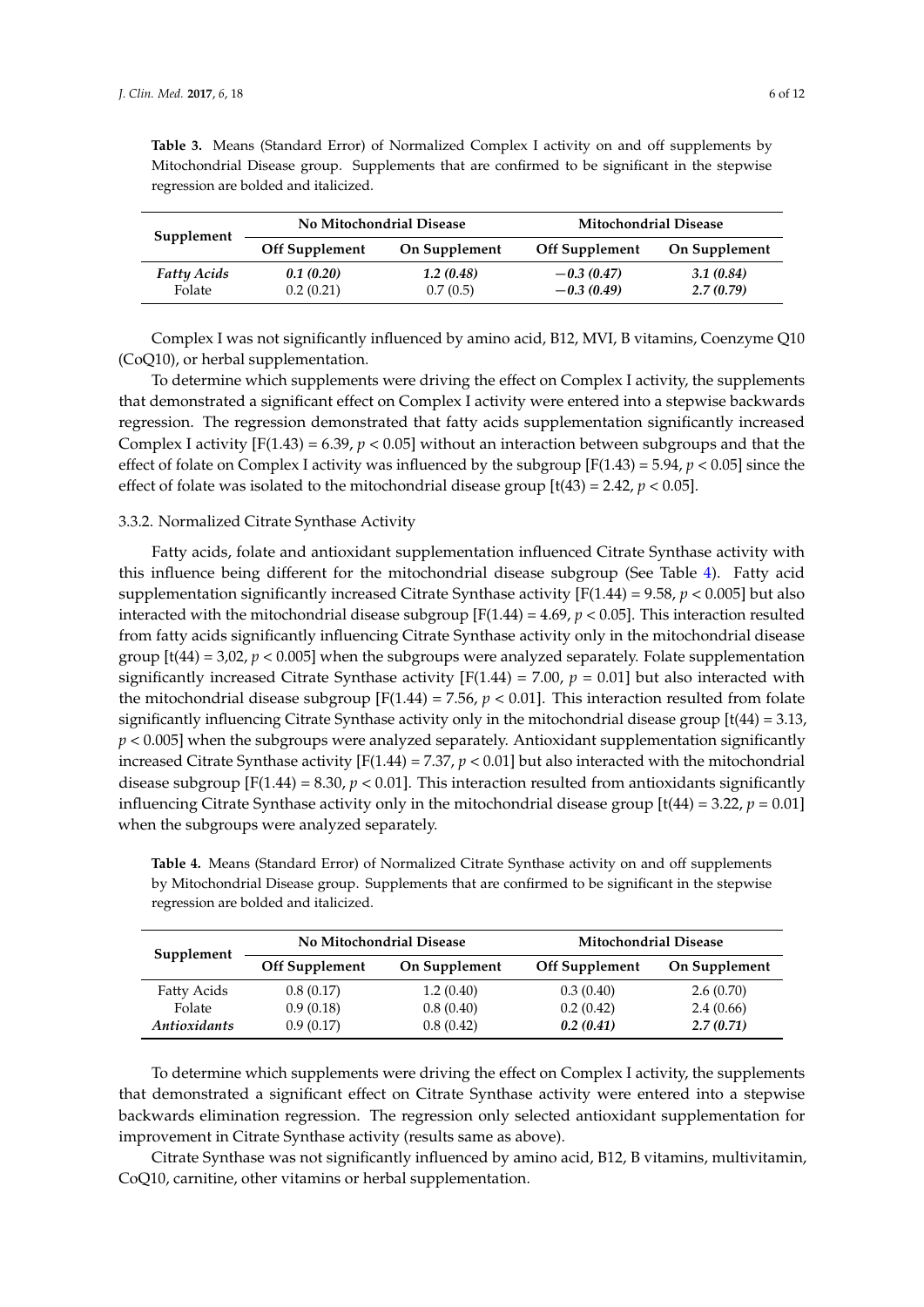**Table 3.** Means (Standard Error) of Normalized Complex I activity on and off supplements by Mitochondrial Disease group. Supplements that are confirmed to be significant in the stepwise regression are bolded and italicized.

| Supplement | No Mitochondrial Disease | | Mitochondrial Disease | |
|---|---|---|---|---|
| | Off Supplement | On Supplement | Off Supplement | On Supplement |
| ***Fatty Acids*** | ***0.1 (0.20)*** | ***1.2 (0.48)*** | ***−0.3 (0.47)*** | ***3.1 (0.84)*** |
| Folate | 0.2 (0.21) | 0.7 (0.5) | ***−0.3 (0.49)*** | ***2.7 (0.79)*** |

Complex I was not significantly influenced by amino acid, B12, MVI, B vitamins, Coenzyme Q10 (CoQ10), or herbal supplementation.

To determine which supplements were driving the effect on Complex I activity, the supplements that demonstrated a significant effect on Complex I activity were entered into a stepwise backwards regression. The regression demonstrated that fatty acids supplementation significantly increased Complex I activity [$F(1.43) = 6.39$, $p < 0.05$] without an interaction between subgroups and that the effect of folate on Complex I activity was influenced by the subgroup [$F(1.43) = 5.94$, $p < 0.05$] since the effect of folate was isolated to the mitochondrial disease group [$t(43) = 2.42$, $p < 0.05$].

### 3.3.2. Normalized Citrate Synthase Activity

Fatty acids, folate and antioxidant supplementation influenced Citrate Synthase activity with this influence being different for the mitochondrial disease subgroup (See Table 4). Fatty acid supplementation significantly increased Citrate Synthase activity [$F(1.44) = 9.58$, $p < 0.005$] but also interacted with the mitochondrial disease subgroup [$F(1.44) = 4.69$, $p < 0.05$]. This interaction resulted from fatty acids significantly influencing Citrate Synthase activity only in the mitochondrial disease group [$t(44) = 3{,}02$, $p < 0.005$] when the subgroups were analyzed separately. Folate supplementation significantly increased Citrate Synthase activity [$F(1.44) = 7.00$, $p = 0.01$] but also interacted with the mitochondrial disease subgroup [$F(1.44) = 7.56$, $p < 0.01$]. This interaction resulted from folate significantly influencing Citrate Synthase activity only in the mitochondrial disease group [$t(44) = 3.13$, $p < 0.005$] when the subgroups were analyzed separately. Antioxidant supplementation significantly increased Citrate Synthase activity [$F(1.44) = 7.37$, $p < 0.01$] but also interacted with the mitochondrial disease subgroup [$F(1.44) = 8.30$, $p < 0.01$]. This interaction resulted from antioxidants significantly influencing Citrate Synthase activity only in the mitochondrial disease group [$t(44) = 3.22$, $p = 0.01$] when the subgroups were analyzed separately.

**Table 4.** Means (Standard Error) of Normalized Citrate Synthase activity on and off supplements by Mitochondrial Disease group. Supplements that are confirmed to be significant in the stepwise regression are bolded and italicized.

| Supplement | No Mitochondrial Disease | | Mitochondrial Disease | |
|---|---|---|---|---|
| | Off Supplement | On Supplement | Off Supplement | On Supplement |
| Fatty Acids | 0.8 (0.17) | 1.2 (0.40) | 0.3 (0.40) | 2.6 (0.70) |
| Folate | 0.9 (0.18) | 0.8 (0.40) | 0.2 (0.42) | 2.4 (0.66) |
| ***Antioxidants*** | 0.9 (0.17) | 0.8 (0.42) | ***0.2 (0.41)*** | ***2.7 (0.71)*** |

To determine which supplements were driving the effect on Complex I activity, the supplements that demonstrated a significant effect on Citrate Synthase activity were entered into a stepwise backwards elimination regression. The regression only selected antioxidant supplementation for improvement in Citrate Synthase activity (results same as above).

Citrate Synthase was not significantly influenced by amino acid, B12, B vitamins, multivitamin, CoQ10, carnitine, other vitamins or herbal supplementation.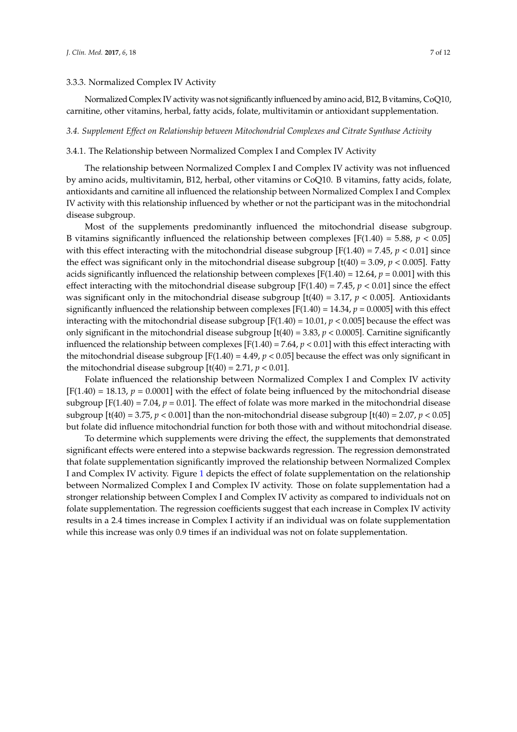#### 3.3.3. Normalized Complex IV Activity

Normalized Complex IV activity was not significantly influenced by amino acid, B12, B vitamins, CoQ10, carnitine, other vitamins, herbal, fatty acids, folate, multivitamin or antioxidant supplementation.

### *3.4. Supplement Effect on Relationship between Mitochondrial Complexes and Citrate Synthase Activity*

#### 3.4.1. The Relationship between Normalized Complex I and Complex IV Activity

The relationship between Normalized Complex I and Complex IV activity was not influenced by amino acids, multivitamin, B12, herbal, other vitamins or CoQ10. B vitamins, fatty acids, folate, antioxidants and carnitine all influenced the relationship between Normalized Complex I and Complex IV activity with this relationship influenced by whether or not the participant was in the mitochondrial disease subgroup.

Most of the supplements predominantly influenced the mitochondrial disease subgroup. B vitamins significantly influenced the relationship between complexes [$F(1.40) = 5.88$, $p < 0.05$] with this effect interacting with the mitochondrial disease subgroup [$F(1.40) = 7.45$, $p < 0.01$] since the effect was significant only in the mitochondrial disease subgroup [$t(40) = 3.09$, $p < 0.005$]. Fatty acids significantly influenced the relationship between complexes [$F(1.40) = 12.64$, $p = 0.001$] with this effect interacting with the mitochondrial disease subgroup [$F(1.40) = 7.45$, $p < 0.01$] since the effect was significant only in the mitochondrial disease subgroup [$t(40) = 3.17$, $p < 0.005$]. Antioxidants significantly influenced the relationship between complexes [$F(1.40) = 14.34$, $p = 0.0005$] with this effect interacting with the mitochondrial disease subgroup [$F(1.40) = 10.01$, $p < 0.005$] because the effect was only significant in the mitochondrial disease subgroup [$t(40) = 3.83$, $p < 0.0005$]. Carnitine significantly influenced the relationship between complexes [$F(1.40) = 7.64$, $p < 0.01$] with this effect interacting with the mitochondrial disease subgroup [$F(1.40) = 4.49$, $p < 0.05$] because the effect was only significant in the mitochondrial disease subgroup [$t(40) = 2.71$, $p < 0.01$].

Folate influenced the relationship between Normalized Complex I and Complex IV activity [$F(1.40) = 18.13$, $p = 0.0001$] with the effect of folate being influenced by the mitochondrial disease subgroup [$F(1.40) = 7.04$, $p = 0.01$]. The effect of folate was more marked in the mitochondrial disease subgroup [$t(40) = 3.75$, $p < 0.001$] than the non-mitochondrial disease subgroup [$t(40) = 2.07$, $p < 0.05$] but folate did influence mitochondrial function for both those with and without mitochondrial disease.

To determine which supplements were driving the effect, the supplements that demonstrated significant effects were entered into a stepwise backwards regression. The regression demonstrated that folate supplementation significantly improved the relationship between Normalized Complex I and Complex IV activity. Figure 1 depicts the effect of folate supplementation on the relationship between Normalized Complex I and Complex IV activity. Those on folate supplementation had a stronger relationship between Complex I and Complex IV activity as compared to individuals not on folate supplementation. The regression coefficients suggest that each increase in Complex IV activity results in a 2.4 times increase in Complex I activity if an individual was on folate supplementation while this increase was only 0.9 times if an individual was not on folate supplementation.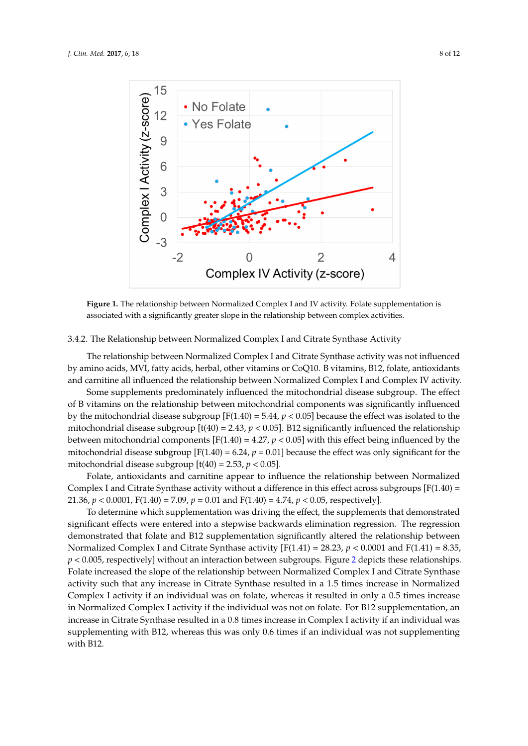**Figure 1.** The relationship between Normalized Complex I and IV activity. Folate supplementation is associated with a significantly greater slope in the relationship between complex activities.

### 3.4.2. The Relationship between Normalized Complex I and Citrate Synthase Activity

The relationship between Normalized Complex I and Citrate Synthase activity was not influenced by amino acids, MVI, fatty acids, herbal, other vitamins or CoQ10. B vitamins, B12, folate, antioxidants and carnitine all influenced the relationship between Normalized Complex I and Complex IV activity.

Some supplements predominately influenced the mitochondrial disease subgroup. The effect of B vitamins on the relationship between mitochondrial components was significantly influenced by the mitochondrial disease subgroup [$F(1.40) = 5.44$, $p < 0.05$] because the effect was isolated to the mitochondrial disease subgroup [$t(40) = 2.43$, $p < 0.05$]. B12 significantly influenced the relationship between mitochondrial components [$F(1.40) = 4.27$, $p < 0.05$] with this effect being influenced by the mitochondrial disease subgroup [$F(1.40) = 6.24$, $p = 0.01$] because the effect was only significant for the mitochondrial disease subgroup [$t(40) = 2.53$, $p < 0.05$].

Folate, antioxidants and carnitine appear to influence the relationship between Normalized Complex I and Citrate Synthase activity without a difference in this effect across subgroups [$F(1.40) = 21.36$, $p < 0.0001$, $F(1.40) = 7.09$, $p = 0.01$ and $F(1.40) = 4.74$, $p < 0.05$, respectively].

To determine which supplementation was driving the effect, the supplements that demonstrated significant effects were entered into a stepwise backwards elimination regression. The regression demonstrated that folate and B12 supplementation significantly altered the relationship between Normalized Complex I and Citrate Synthase activity [$F(1.41) = 28.23$, $p < 0.0001$ and $F(1.41) = 8.35$, $p < 0.005$, respectively] without an interaction between subgroups. Figure 2 depicts these relationships. Folate increased the slope of the relationship between Normalized Complex I and Citrate Synthase activity such that any increase in Citrate Synthase resulted in a 1.5 times increase in Normalized Complex I activity if an individual was on folate, whereas it resulted in only a 0.5 times increase in Normalized Complex I activity if the individual was not on folate. For B12 supplementation, an increase in Citrate Synthase resulted in a 0.8 times increase in Complex I activity if an individual was supplementing with B12, whereas this was only 0.6 times if an individual was not supplementing with B12.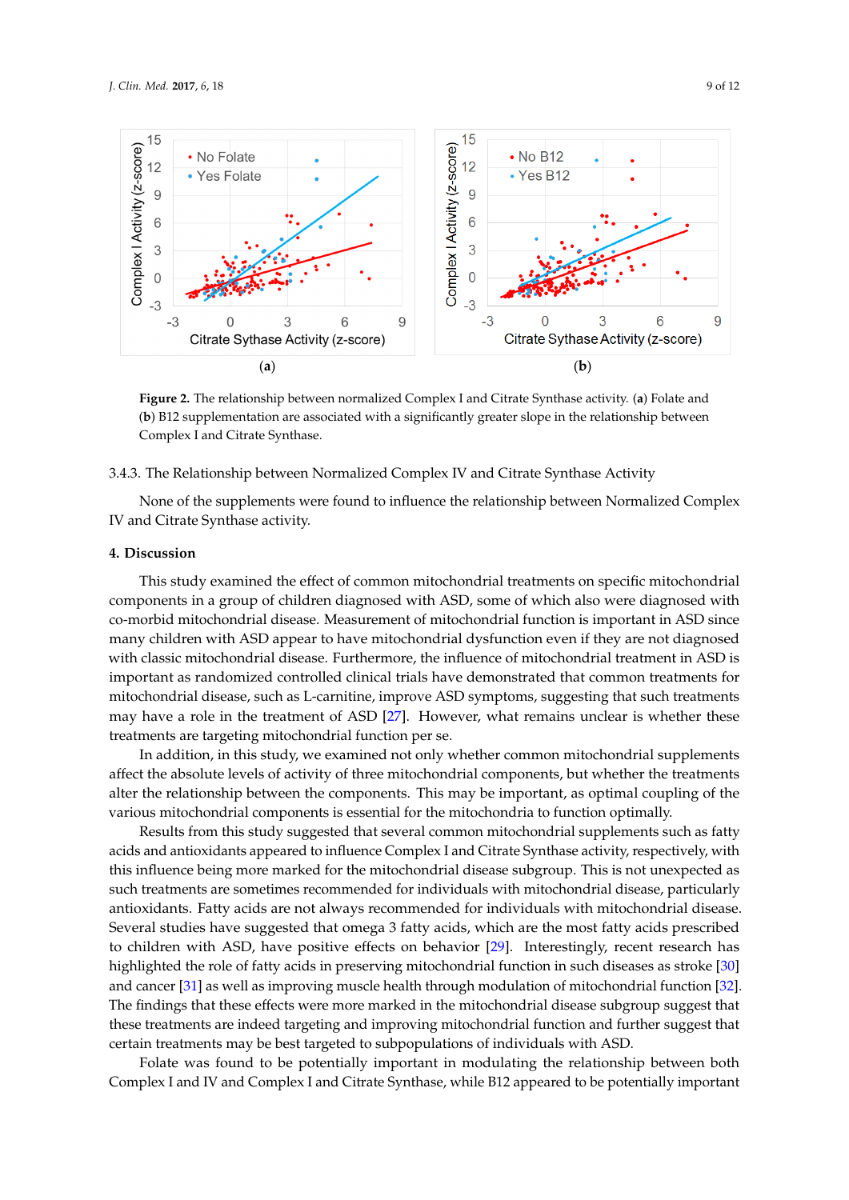**Figure 2.** The relationship between normalized Complex I and Citrate Synthase activity. (**a**) Folate and (**b**) B12 supplementation are associated with a significantly greater slope in the relationship between Complex I and Citrate Synthase.

### 3.4.3. The Relationship between Normalized Complex IV and Citrate Synthase Activity

None of the supplements were found to influence the relationship between Normalized Complex IV and Citrate Synthase activity.

## 4. Discussion

This study examined the effect of common mitochondrial treatments on specific mitochondrial components in a group of children diagnosed with ASD, some of which also were diagnosed with co-morbid mitochondrial disease. Measurement of mitochondrial function is important in ASD since many children with ASD appear to have mitochondrial dysfunction even if they are not diagnosed with classic mitochondrial disease. Furthermore, the influence of mitochondrial treatment in ASD is important as randomized controlled clinical trials have demonstrated that common treatments for mitochondrial disease, such as L-carnitine, improve ASD symptoms, suggesting that such treatments may have a role in the treatment of ASD [27]. However, what remains unclear is whether these treatments are targeting mitochondrial function per se.

In addition, in this study, we examined not only whether common mitochondrial supplements affect the absolute levels of activity of three mitochondrial components, but whether the treatments alter the relationship between the components. This may be important, as optimal coupling of the various mitochondrial components is essential for the mitochondria to function optimally.

Results from this study suggested that several common mitochondrial supplements such as fatty acids and antioxidants appeared to influence Complex I and Citrate Synthase activity, respectively, with this influence being more marked for the mitochondrial disease subgroup. This is not unexpected as such treatments are sometimes recommended for individuals with mitochondrial disease, particularly antioxidants. Fatty acids are not always recommended for individuals with mitochondrial disease. Several studies have suggested that omega 3 fatty acids, which are the most fatty acids prescribed to children with ASD, have positive effects on behavior [29]. Interestingly, recent research has highlighted the role of fatty acids in preserving mitochondrial function in such diseases as stroke [30] and cancer [31] as well as improving muscle health through modulation of mitochondrial function [32]. The findings that these effects were more marked in the mitochondrial disease subgroup suggest that these treatments are indeed targeting and improving mitochondrial function and further suggest that certain treatments may be best targeted to subpopulations of individuals with ASD.

Folate was found to be potentially important in modulating the relationship between both Complex I and IV and Complex I and Citrate Synthase, while B12 appeared to be potentially important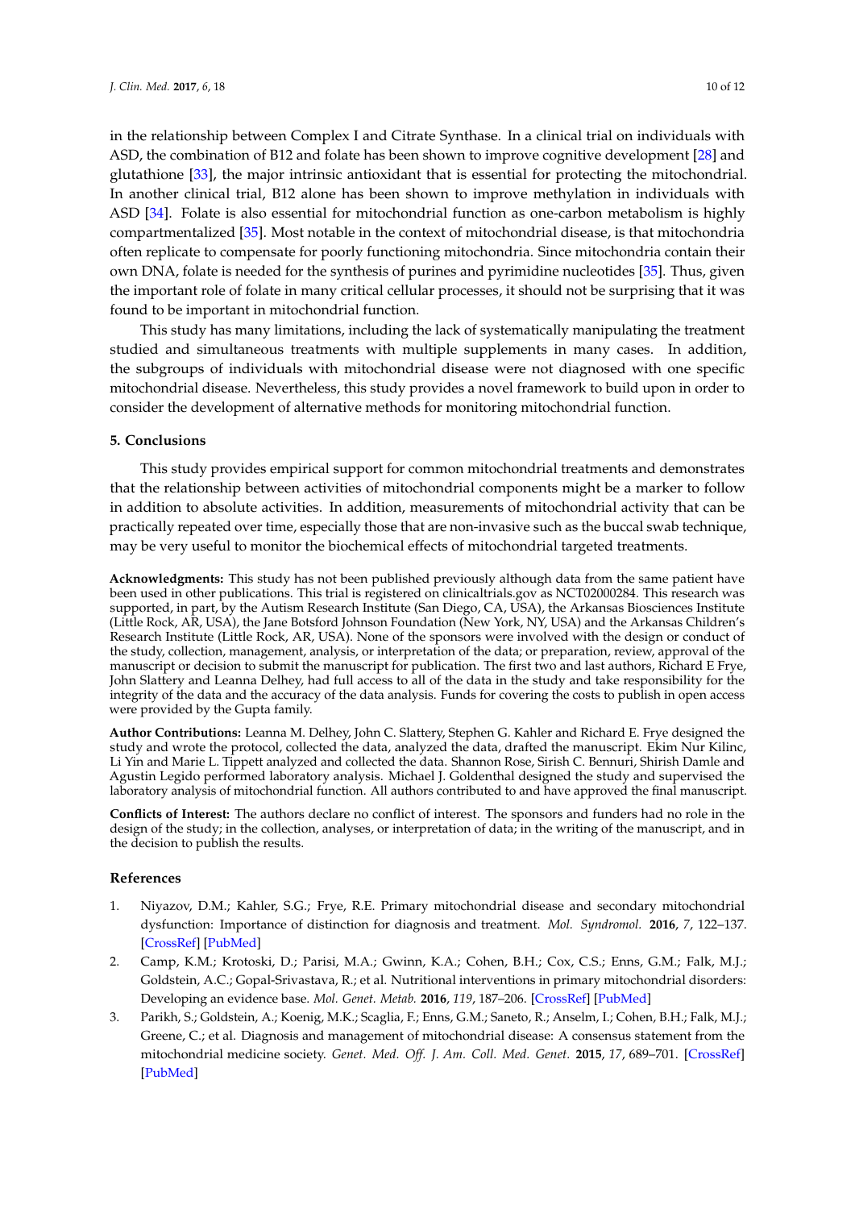in the relationship between Complex I and Citrate Synthase. In a clinical trial on individuals with ASD, the combination of B12 and folate has been shown to improve cognitive development [28] and glutathione [33], the major intrinsic antioxidant that is essential for protecting the mitochondrial. In another clinical trial, B12 alone has been shown to improve methylation in individuals with ASD [34]. Folate is also essential for mitochondrial function as one-carbon metabolism is highly compartmentalized [35]. Most notable in the context of mitochondrial disease, is that mitochondria often replicate to compensate for poorly functioning mitochondria. Since mitochondria contain their own DNA, folate is needed for the synthesis of purines and pyrimidine nucleotides [35]. Thus, given the important role of folate in many critical cellular processes, it should not be surprising that it was found to be important in mitochondrial function.

This study has many limitations, including the lack of systematically manipulating the treatment studied and simultaneous treatments with multiple supplements in many cases. In addition, the subgroups of individuals with mitochondrial disease were not diagnosed with one specific mitochondrial disease. Nevertheless, this study provides a novel framework to build upon in order to consider the development of alternative methods for monitoring mitochondrial function.

## 5. Conclusions

This study provides empirical support for common mitochondrial treatments and demonstrates that the relationship between activities of mitochondrial components might be a marker to follow in addition to absolute activities. In addition, measurements of mitochondrial activity that can be practically repeated over time, especially those that are non-invasive such as the buccal swab technique, may be very useful to monitor the biochemical effects of mitochondrial targeted treatments.

**Acknowledgments:** This study has not been published previously although data from the same patient have been used in other publications. This trial is registered on clinicaltrials.gov as NCT02000284. This research was supported, in part, by the Autism Research Institute (San Diego, CA, USA), the Arkansas Biosciences Institute (Little Rock, AR, USA), the Jane Botsford Johnson Foundation (New York, NY, USA) and the Arkansas Children's Research Institute (Little Rock, AR, USA). None of the sponsors were involved with the design or conduct of the study, collection, management, analysis, or interpretation of the data; or preparation, review, approval of the manuscript or decision to submit the manuscript for publication. The first two and last authors, Richard E Frye, John Slattery and Leanna Delhey, had full access to all of the data in the study and take responsibility for the integrity of the data and the accuracy of the data analysis. Funds for covering the costs to publish in open access were provided by the Gupta family.

**Author Contributions:** Leanna M. Delhey, John C. Slattery, Stephen G. Kahler and Richard E. Frye designed the study and wrote the protocol, collected the data, analyzed the data, drafted the manuscript. Ekim Nur Kilinc, Li Yin and Marie L. Tippett analyzed and collected the data. Shannon Rose, Sirish C. Bennuri, Shirish Damle and Agustin Legido performed laboratory analysis. Michael J. Goldenthal designed the study and supervised the laboratory analysis of mitochondrial function. All authors contributed to and have approved the final manuscript.

**Conflicts of Interest:** The authors declare no conflict of interest. The sponsors and funders had no role in the design of the study; in the collection, analyses, or interpretation of data; in the writing of the manuscript, and in the decision to publish the results.

## References

1. Niyazov, D.M.; Kahler, S.G.; Frye, R.E. Primary mitochondrial disease and secondary mitochondrial dysfunction: Importance of distinction for diagnosis and treatment. *Mol. Syndromol.* **2016**, *7*, 122–137. [CrossRef] [PubMed]
2. Camp, K.M.; Krotoski, D.; Parisi, M.A.; Gwinn, K.A.; Cohen, B.H.; Cox, C.S.; Enns, G.M.; Falk, M.J.; Goldstein, A.C.; Gopal-Srivastava, R.; et al. Nutritional interventions in primary mitochondrial disorders: Developing an evidence base. *Mol. Genet. Metab.* **2016**, *119*, 187–206. [CrossRef] [PubMed]
3. Parikh, S.; Goldstein, A.; Koenig, M.K.; Scaglia, F.; Enns, G.M.; Saneto, R.; Anselm, I.; Cohen, B.H.; Falk, M.J.; Greene, C.; et al. Diagnosis and management of mitochondrial disease: A consensus statement from the mitochondrial medicine society. *Genet. Med. Off. J. Am. Coll. Med. Genet.* **2015**, *17*, 689–701. [CrossRef] [PubMed]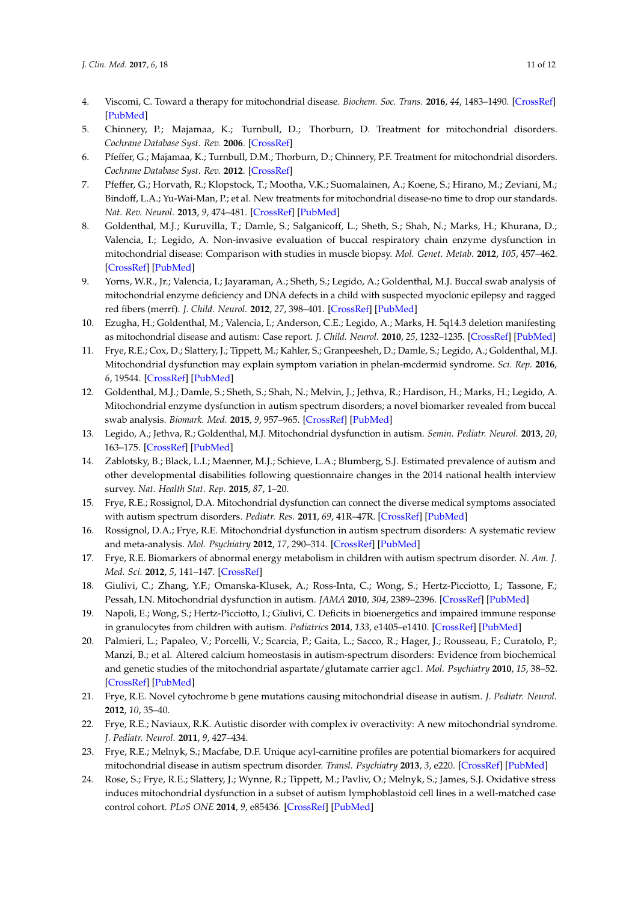4. Viscomi, C. Toward a therapy for mitochondrial disease. *Biochem. Soc. Trans.* **2016**, *44*, 1483–1490. [CrossRef] [PubMed]
5. Chinnery, P.; Majamaa, K.; Turnbull, D.; Thorburn, D. Treatment for mitochondrial disorders. *Cochrane Database Syst. Rev.* **2006**. [CrossRef]
6. Pfeffer, G.; Majamaa, K.; Turnbull, D.M.; Thorburn, D.; Chinnery, P.F. Treatment for mitochondrial disorders. *Cochrane Database Syst. Rev.* **2012**. [CrossRef]
7. Pfeffer, G.; Horvath, R.; Klopstock, T.; Mootha, V.K.; Suomalainen, A.; Koene, S.; Hirano, M.; Zeviani, M.; Bindoff, L.A.; Yu-Wai-Man, P.; et al. New treatments for mitochondrial disease-no time to drop our standards. *Nat. Rev. Neurol.* **2013**, *9*, 474–481. [CrossRef] [PubMed]
8. Goldenthal, M.J.; Kuruvilla, T.; Damle, S.; Salganicoff, L.; Sheth, S.; Shah, N.; Marks, H.; Khurana, D.; Valencia, I.; Legido, A. Non-invasive evaluation of buccal respiratory chain enzyme dysfunction in mitochondrial disease: Comparison with studies in muscle biopsy. *Mol. Genet. Metab.* **2012**, *105*, 457–462. [CrossRef] [PubMed]
9. Yorns, W.R., Jr.; Valencia, I.; Jayaraman, A.; Sheth, S.; Legido, A.; Goldenthal, M.J. Buccal swab analysis of mitochondrial enzyme deficiency and DNA defects in a child with suspected myoclonic epilepsy and ragged red fibers (merrf). *J. Child. Neurol.* **2012**, *27*, 398–401. [CrossRef] [PubMed]
10. Ezugha, H.; Goldenthal, M.; Valencia, I.; Anderson, C.E.; Legido, A.; Marks, H. 5q14.3 deletion manifesting as mitochondrial disease and autism: Case report. *J. Child. Neurol.* **2010**, *25*, 1232–1235. [CrossRef] [PubMed]
11. Frye, R.E.; Cox, D.; Slattery, J.; Tippett, M.; Kahler, S.; Granpeesheh, D.; Damle, S.; Legido, A.; Goldenthal, M.J. Mitochondrial dysfunction may explain symptom variation in phelan-mcdermid syndrome. *Sci. Rep.* **2016**, *6*, 19544. [CrossRef] [PubMed]
12. Goldenthal, M.J.; Damle, S.; Sheth, S.; Shah, N.; Melvin, J.; Jethva, R.; Hardison, H.; Marks, H.; Legido, A. Mitochondrial enzyme dysfunction in autism spectrum disorders; a novel biomarker revealed from buccal swab analysis. *Biomark. Med.* **2015**, *9*, 957–965. [CrossRef] [PubMed]
13. Legido, A.; Jethva, R.; Goldenthal, M.J. Mitochondrial dysfunction in autism. *Semin. Pediatr. Neurol.* **2013**, *20*, 163–175. [CrossRef] [PubMed]
14. Zablotsky, B.; Black, L.I.; Maenner, M.J.; Schieve, L.A.; Blumberg, S.J. Estimated prevalence of autism and other developmental disabilities following questionnaire changes in the 2014 national health interview survey. *Nat. Health Stat. Rep.* **2015**, *87*, 1–20.
15. Frye, R.E.; Rossignol, D.A. Mitochondrial dysfunction can connect the diverse medical symptoms associated with autism spectrum disorders. *Pediatr. Res.* **2011**, *69*, 41R–47R. [CrossRef] [PubMed]
16. Rossignol, D.A.; Frye, R.E. Mitochondrial dysfunction in autism spectrum disorders: A systematic review and meta-analysis. *Mol. Psychiatry* **2012**, *17*, 290–314. [CrossRef] [PubMed]
17. Frye, R.E. Biomarkers of abnormal energy metabolism in children with autism spectrum disorder. *N. Am. J. Med. Sci.* **2012**, *5*, 141–147. [CrossRef]
18. Giulivi, C.; Zhang, Y.F.; Omanska-Klusek, A.; Ross-Inta, C.; Wong, S.; Hertz-Picciotto, I.; Tassone, F.; Pessah, I.N. Mitochondrial dysfunction in autism. *JAMA* **2010**, *304*, 2389–2396. [CrossRef] [PubMed]
19. Napoli, E.; Wong, S.; Hertz-Picciotto, I.; Giulivi, C. Deficits in bioenergetics and impaired immune response in granulocytes from children with autism. *Pediatrics* **2014**, *133*, e1405–e1410. [CrossRef] [PubMed]
20. Palmieri, L.; Papaleo, V.; Porcelli, V.; Scarcia, P.; Gaita, L.; Sacco, R.; Hager, J.; Rousseau, F.; Curatolo, P.; Manzi, B.; et al. Altered calcium homeostasis in autism-spectrum disorders: Evidence from biochemical and genetic studies of the mitochondrial aspartate/glutamate carrier agc1. *Mol. Psychiatry* **2010**, *15*, 38–52. [CrossRef] [PubMed]
21. Frye, R.E. Novel cytochrome b gene mutations causing mitochondrial disease in autism. *J. Pediatr. Neurol.* **2012**, *10*, 35–40.
22. Frye, R.E.; Naviaux, R.K. Autistic disorder with complex iv overactivity: A new mitochondrial syndrome. *J. Pediatr. Neurol.* **2011**, *9*, 427–434.
23. Frye, R.E.; Melnyk, S.; Macfabe, D.F. Unique acyl-carnitine profiles are potential biomarkers for acquired mitochondrial disease in autism spectrum disorder. *Transl. Psychiatry* **2013**, *3*, e220. [CrossRef] [PubMed]
24. Rose, S.; Frye, R.E.; Slattery, J.; Wynne, R.; Tippett, M.; Pavliv, O.; Melnyk, S.; James, S.J. Oxidative stress induces mitochondrial dysfunction in a subset of autism lymphoblastoid cell lines in a well-matched case control cohort. *PLoS ONE* **2014**, *9*, e85436. [CrossRef] [PubMed]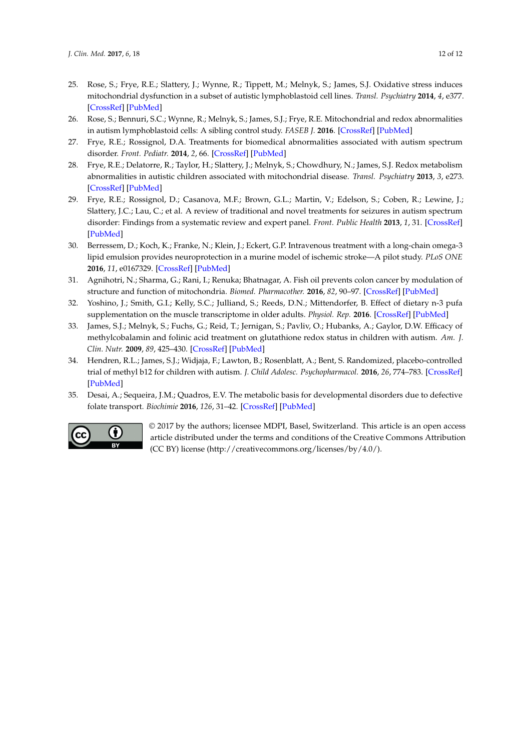25. Rose, S.; Frye, R.E.; Slattery, J.; Wynne, R.; Tippett, M.; Melnyk, S.; James, S.J. Oxidative stress induces mitochondrial dysfunction in a subset of autistic lymphoblastoid cell lines. *Transl. Psychiatry* **2014**, *4*, e377. [CrossRef] [PubMed]
26. Rose, S.; Bennuri, S.C.; Wynne, R.; Melnyk, S.; James, S.J.; Frye, R.E. Mitochondrial and redox abnormalities in autism lymphoblastoid cells: A sibling control study. *FASEB J.* **2016**. [CrossRef] [PubMed]
27. Frye, R.E.; Rossignol, D.A. Treatments for biomedical abnormalities associated with autism spectrum disorder. *Front. Pediatr.* **2014**, *2*, 66. [CrossRef] [PubMed]
28. Frye, R.E.; Delatorre, R.; Taylor, H.; Slattery, J.; Melnyk, S.; Chowdhury, N.; James, S.J. Redox metabolism abnormalities in autistic children associated with mitochondrial disease. *Transl. Psychiatry* **2013**, *3*, e273. [CrossRef] [PubMed]
29. Frye, R.E.; Rossignol, D.; Casanova, M.F.; Brown, G.L.; Martin, V.; Edelson, S.; Coben, R.; Lewine, J.; Slattery, J.C.; Lau, C.; et al. A review of traditional and novel treatments for seizures in autism spectrum disorder: Findings from a systematic review and expert panel. *Front. Public Health* **2013**, *1*, 31. [CrossRef] [PubMed]
30. Berressem, D.; Koch, K.; Franke, N.; Klein, J.; Eckert, G.P. Intravenous treatment with a long-chain omega-3 lipid emulsion provides neuroprotection in a murine model of ischemic stroke—A pilot study. *PLoS ONE* **2016**, *11*, e0167329. [CrossRef] [PubMed]
31. Agnihotri, N.; Sharma, G.; Rani, I.; Renuka; Bhatnagar, A. Fish oil prevents colon cancer by modulation of structure and function of mitochondria. *Biomed. Pharmacother.* **2016**, *82*, 90–97. [CrossRef] [PubMed]
32. Yoshino, J.; Smith, G.I.; Kelly, S.C.; Julliand, S.; Reeds, D.N.; Mittendorfer, B. Effect of dietary n-3 pufa supplementation on the muscle transcriptome in older adults. *Physiol. Rep.* **2016**. [CrossRef] [PubMed]
33. James, S.J.; Melnyk, S.; Fuchs, G.; Reid, T.; Jernigan, S.; Pavliv, O.; Hubanks, A.; Gaylor, D.W. Efficacy of methylcobalamin and folinic acid treatment on glutathione redox status in children with autism. *Am. J. Clin. Nutr.* **2009**, *89*, 425–430. [CrossRef] [PubMed]
34. Hendren, R.L.; James, S.J.; Widjaja, F.; Lawton, B.; Rosenblatt, A.; Bent, S. Randomized, placebo-controlled trial of methyl b12 for children with autism. *J. Child Adolesc. Psychopharmacol.* **2016**, *26*, 774–783. [CrossRef] [PubMed]
35. Desai, A.; Sequeira, J.M.; Quadros, E.V. The metabolic basis for developmental disorders due to defective folate transport. *Biochimie* **2016**, *126*, 31–42. [CrossRef] [PubMed]

© 2017 by the authors; licensee MDPI, Basel, Switzerland. This article is an open access article distributed under the terms and conditions of the Creative Commons Attribution (CC BY) license (http://creativecommons.org/licenses/by/4.0/).